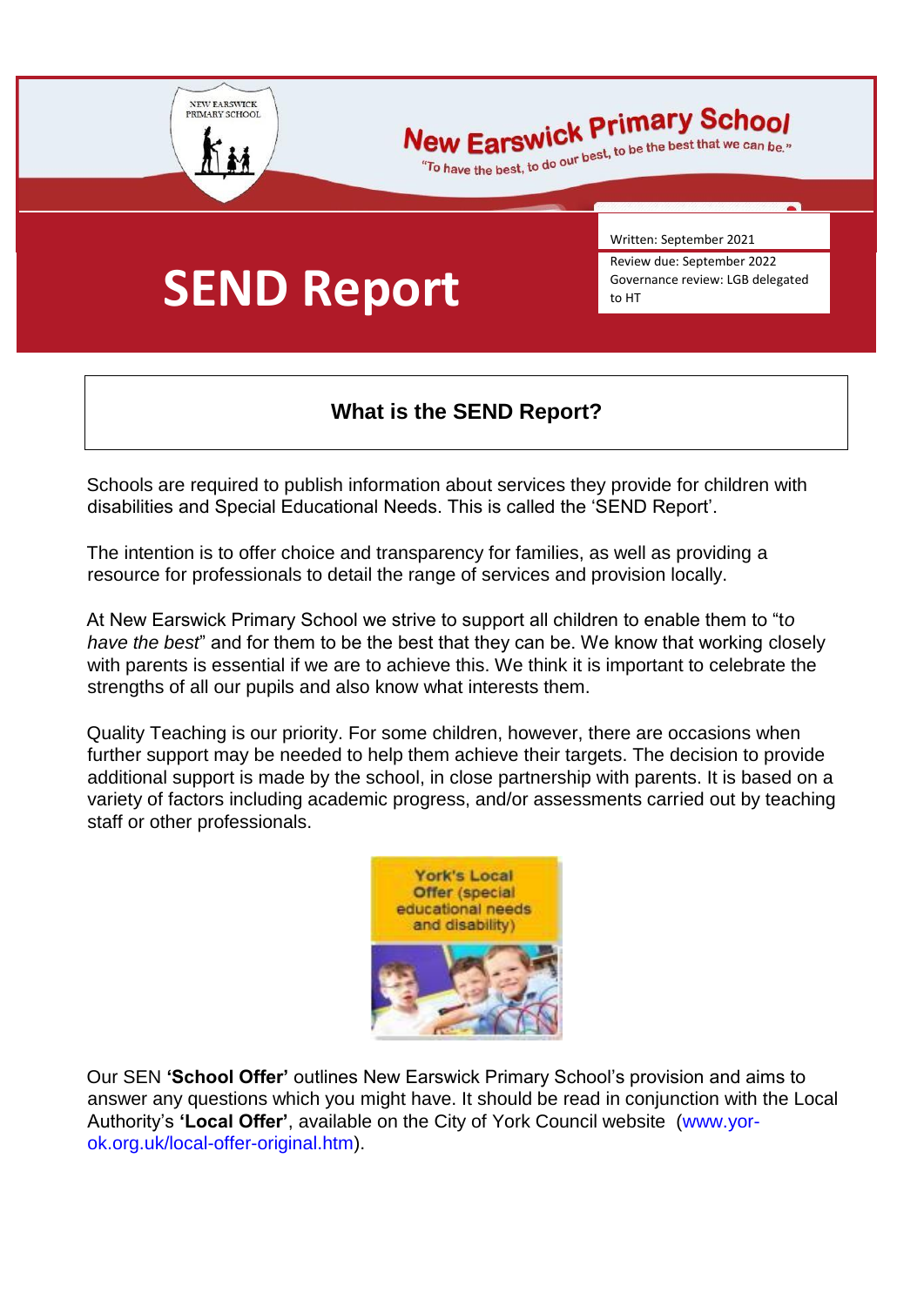New Earswick Primary School

"To have the best, to do our best, to be the best that we can be."

# SEND Report

Written: September 2021
Review due: September 2022
Governance review: LGB delegated to HT

## What is the SEND Report?

Schools are required to publish information about services they provide for children with disabilities and Special Educational Needs. This is called the 'SEND Report'.

The intention is to offer choice and transparency for families, as well as providing a resource for professionals to detail the range of services and provision locally.

At New Earswick Primary School we strive to support all children to enable them to "t*o have the best*" and for them to be the best that they can be. We know that working closely with parents is essential if we are to achieve this. We think it is important to celebrate the strengths of all our pupils and also know what interests them.

Quality Teaching is our priority. For some children, however, there are occasions when further support may be needed to help them achieve their targets. The decision to provide additional support is made by the school, in close partnership with parents. It is based on a variety of factors including academic progress, and/or assessments carried out by teaching staff or other professionals.

Our SEN **'School Offer'** outlines New Earswick Primary School's provision and aims to answer any questions which you might have. It should be read in conjunction with the Local Authority's **'Local Offer'**, available on the City of York Council website (www.yor-ok.org.uk/local-offer-original.htm).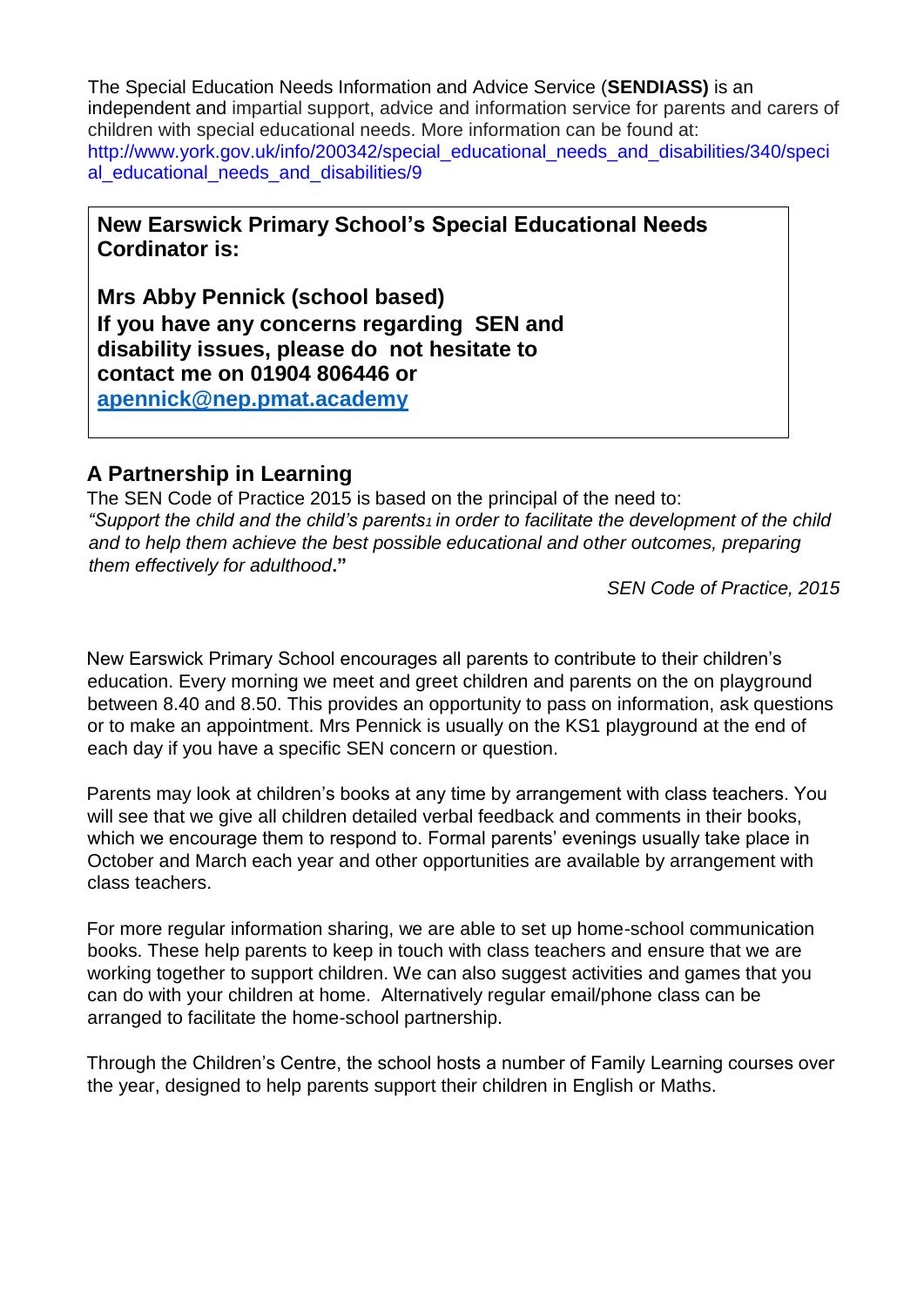The Special Education Needs Information and Advice Service (**SENDIASS)** is an independent and impartial support, advice and information service for parents and carers of children with special educational needs. More information can be found at: http://www.york.gov.uk/info/200342/special_educational_needs_and_disabilities/340/special_educational_needs_and_disabilities/9

**New Earswick Primary School's Special Educational Needs Cordinator is:**

**Mrs Abby Pennick (school based)**
**If you have any concerns regarding SEN and disability issues, please do not hesitate to contact me on 01904 806446 or apennick@nep.pmat.academy**

## A Partnership in Learning

The SEN Code of Practice 2015 is based on the principal of the need to:
*"Support the child and the child's parents[1] in order to facilitate the development of the child and to help them achieve the best possible educational and other outcomes, preparing them effectively for adulthood*.**"**

*SEN Code of Practice, 2015*

New Earswick Primary School encourages all parents to contribute to their children's education. Every morning we meet and greet children and parents on the on playground between 8.40 and 8.50. This provides an opportunity to pass on information, ask questions or to make an appointment. Mrs Pennick is usually on the KS1 playground at the end of each day if you have a specific SEN concern or question.

Parents may look at children's books at any time by arrangement with class teachers. You will see that we give all children detailed verbal feedback and comments in their books, which we encourage them to respond to. Formal parents' evenings usually take place in October and March each year and other opportunities are available by arrangement with class teachers.

For more regular information sharing, we are able to set up home-school communication books. These help parents to keep in touch with class teachers and ensure that we are working together to support children. We can also suggest activities and games that you can do with your children at home. Alternatively regular email/phone class can be arranged to facilitate the home-school partnership.

Through the Children's Centre, the school hosts a number of Family Learning courses over the year, designed to help parents support their children in English or Maths.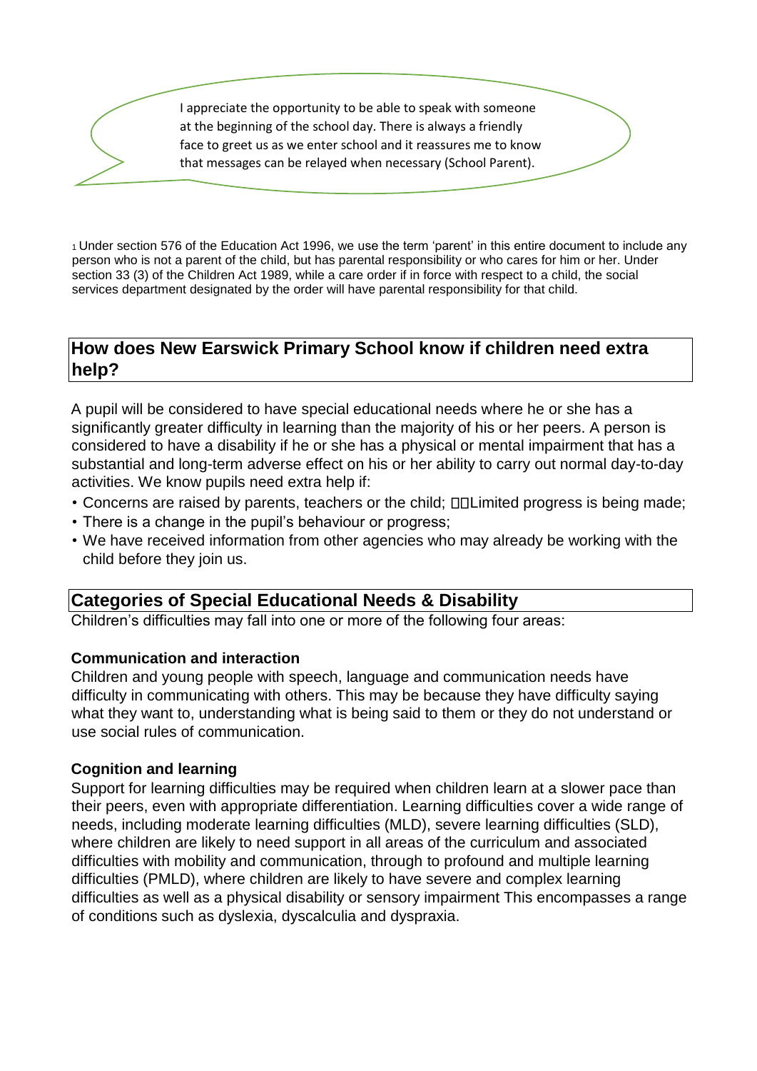I appreciate the opportunity to be able to speak with someone at the beginning of the school day. There is always a friendly face to greet us as we enter school and it reassures me to know that messages can be relayed when necessary (School Parent).

[1] Under section 576 of the Education Act 1996, we use the term 'parent' in this entire document to include any person who is not a parent of the child, but has parental responsibility or who cares for him or her. Under section 33 (3) of the Children Act 1989, while a care order if in force with respect to a child, the social services department designated by the order will have parental responsibility for that child.

## How does New Earswick Primary School know if children need extra help?

A pupil will be considered to have special educational needs where he or she has a significantly greater difficulty in learning than the majority of his or her peers. A person is considered to have a disability if he or she has a physical or mental impairment that has a substantial and long-term adverse effect on his or her ability to carry out normal day-to-day activities. We know pupils need extra help if:

- Concerns are raised by parents, teachers or the child;
- Limited progress is being made;
- There is a change in the pupil's behaviour or progress;
- We have received information from other agencies who may already be working with the child before they join us.

## Categories of Special Educational Needs & Disability

Children's difficulties may fall into one or more of the following four areas:

### Communication and interaction

Children and young people with speech, language and communication needs have difficulty in communicating with others. This may be because they have difficulty saying what they want to, understanding what is being said to them or they do not understand or use social rules of communication.

### Cognition and learning

Support for learning difficulties may be required when children learn at a slower pace than their peers, even with appropriate differentiation. Learning difficulties cover a wide range of needs, including moderate learning difficulties (MLD), severe learning difficulties (SLD), where children are likely to need support in all areas of the curriculum and associated difficulties with mobility and communication, through to profound and multiple learning difficulties (PMLD), where children are likely to have severe and complex learning difficulties as well as a physical disability or sensory impairment This encompasses a range of conditions such as dyslexia, dyscalculia and dyspraxia.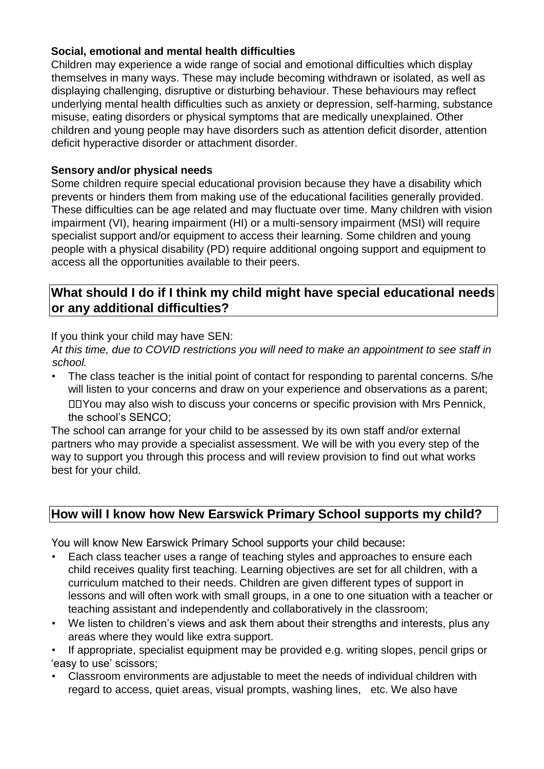**Social, emotional and mental health difficulties**

Children may experience a wide range of social and emotional difficulties which display themselves in many ways. These may include becoming withdrawn or isolated, as well as displaying challenging, disruptive or disturbing behaviour. These behaviours may reflect underlying mental health difficulties such as anxiety or depression, self-harming, substance misuse, eating disorders or physical symptoms that are medically unexplained. Other children and young people may have disorders such as attention deficit disorder, attention deficit hyperactive disorder or attachment disorder.

**Sensory and/or physical needs**

Some children require special educational provision because they have a disability which prevents or hinders them from making use of the educational facilities generally provided. These difficulties can be age related and may fluctuate over time. Many children with vision impairment (VI), hearing impairment (HI) or a multi-sensory impairment (MSI) will require specialist support and/or equipment to access their learning. Some children and young people with a physical disability (PD) require additional ongoing support and equipment to access all the opportunities available to their peers.

## What should I do if I think my child might have special educational needs or any additional difficulties?

If you think your child may have SEN:

*At this time, due to COVID restrictions you will need to make an appointment to see staff in school.*

- The class teacher is the initial point of contact for responding to parental concerns. S/he will listen to your concerns and draw on your experience and observations as a parent; You may also wish to discuss your concerns or specific provision with Mrs Pennick, the school's SENCO;

The school can arrange for your child to be assessed by its own staff and/or external partners who may provide a specialist assessment. We will be with you every step of the way to support you through this process and will review provision to find out what works best for your child.

## How will I know how New Earswick Primary School supports my child?

You will know New Earswick Primary School supports your child because:

- Each class teacher uses a range of teaching styles and approaches to ensure each child receives quality first teaching. Learning objectives are set for all children, with a curriculum matched to their needs. Children are given different types of support in lessons and will often work with small groups, in a one to one situation with a teacher or teaching assistant and independently and collaboratively in the classroom;
- We listen to children's views and ask them about their strengths and interests, plus any areas where they would like extra support.
- If appropriate, specialist equipment may be provided e.g. writing slopes, pencil grips or 'easy to use' scissors;
- Classroom environments are adjustable to meet the needs of individual children with regard to access, quiet areas, visual prompts, washing lines, etc. We also have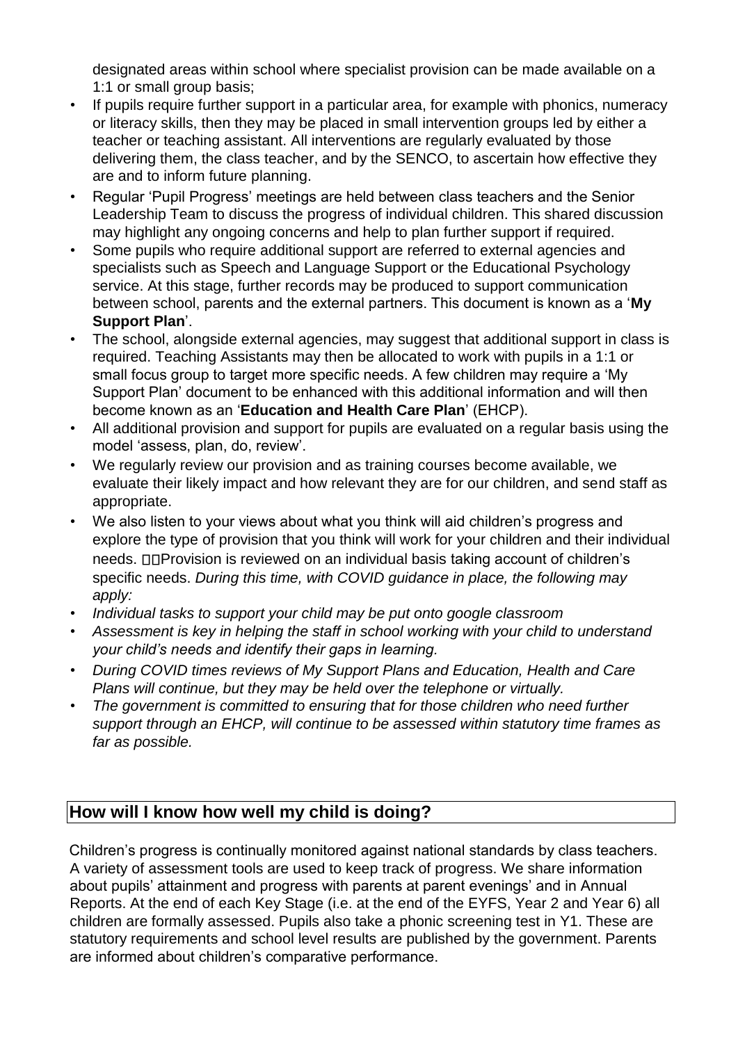designated areas within school where specialist provision can be made available on a 1:1 or small group basis;

- If pupils require further support in a particular area, for example with phonics, numeracy or literacy skills, then they may be placed in small intervention groups led by either a teacher or teaching assistant. All interventions are regularly evaluated by those delivering them, the class teacher, and by the SENCO, to ascertain how effective they are and to inform future planning.
- Regular 'Pupil Progress' meetings are held between class teachers and the Senior Leadership Team to discuss the progress of individual children. This shared discussion may highlight any ongoing concerns and help to plan further support if required.
- Some pupils who require additional support are referred to external agencies and specialists such as Speech and Language Support or the Educational Psychology service. At this stage, further records may be produced to support communication between school, parents and the external partners. This document is known as a '**My Support Plan**'.
- The school, alongside external agencies, may suggest that additional support in class is required. Teaching Assistants may then be allocated to work with pupils in a 1:1 or small focus group to target more specific needs. A few children may require a 'My Support Plan' document to be enhanced with this additional information and will then become known as an '**Education and Health Care Plan**' (EHCP).
- All additional provision and support for pupils are evaluated on a regular basis using the model 'assess, plan, do, review'.
- We regularly review our provision and as training courses become available, we evaluate their likely impact and how relevant they are for our children, and send staff as appropriate.
- We also listen to your views about what you think will aid children's progress and explore the type of provision that you think will work for your children and their individual needs. Provision is reviewed on an individual basis taking account of children's specific needs. *During this time, with COVID guidance in place, the following may apply:*
- *Individual tasks to support your child may be put onto google classroom*
- *Assessment is key in helping the staff in school working with your child to understand your child's needs and identify their gaps in learning.*
- *During COVID times reviews of My Support Plans and Education, Health and Care Plans will continue, but they may be held over the telephone or virtually.*
- *The government is committed to ensuring that for those children who need further support through an EHCP, will continue to be assessed within statutory time frames as far as possible.*

## How will I know how well my child is doing?

Children's progress is continually monitored against national standards by class teachers. A variety of assessment tools are used to keep track of progress. We share information about pupils' attainment and progress with parents at parent evenings' and in Annual Reports. At the end of each Key Stage (i.e. at the end of the EYFS, Year 2 and Year 6) all children are formally assessed. Pupils also take a phonic screening test in Y1. These are statutory requirements and school level results are published by the government. Parents are informed about children's comparative performance.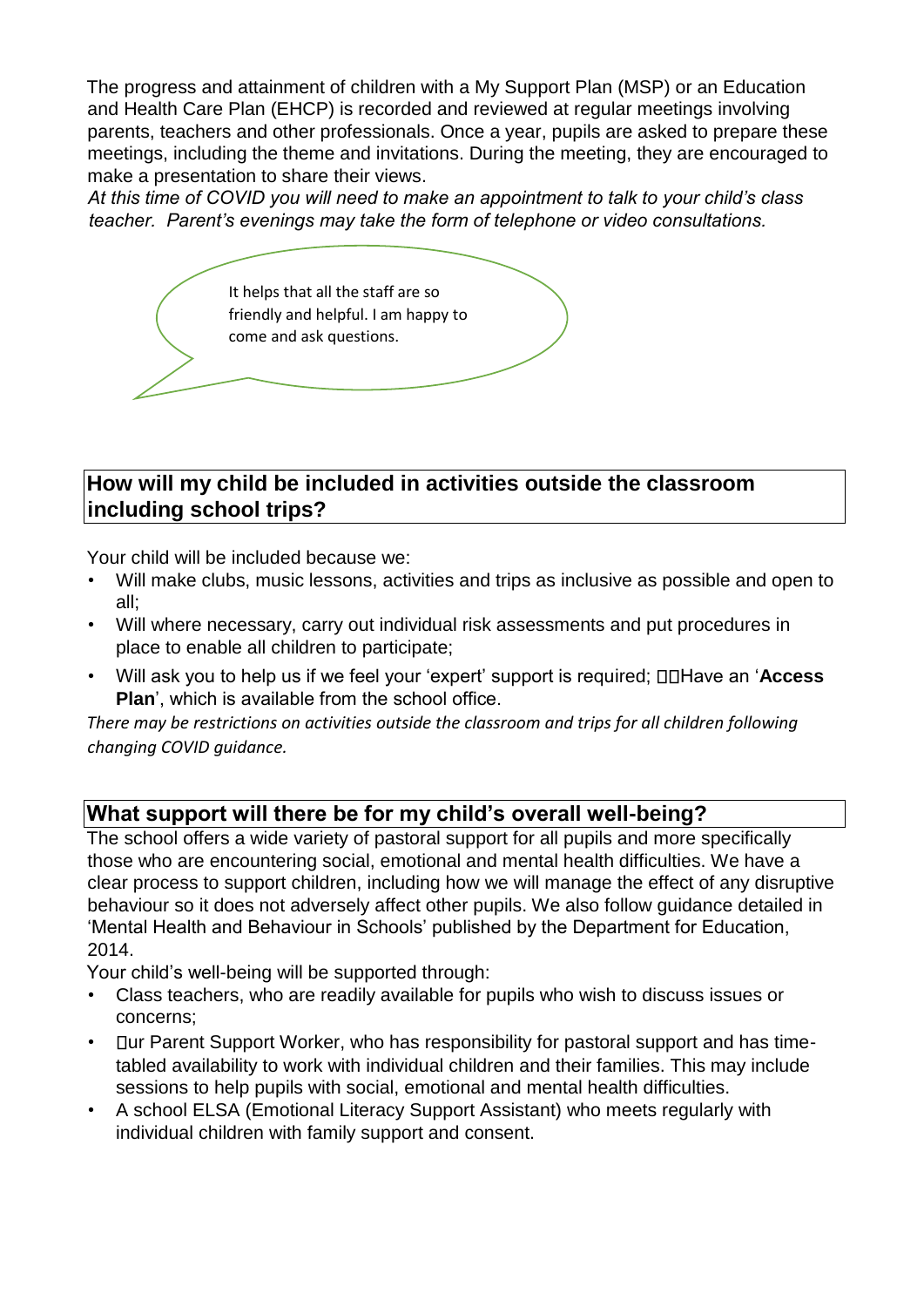The progress and attainment of children with a My Support Plan (MSP) or an Education and Health Care Plan (EHCP) is recorded and reviewed at regular meetings involving parents, teachers and other professionals. Once a year, pupils are asked to prepare these meetings, including the theme and invitations. During the meeting, they are encouraged to make a presentation to share their views.

*At this time of COVID you will need to make an appointment to talk to your child's class teacher. Parent's evenings may take the form of telephone or video consultations.*

It helps that all the staff are so friendly and helpful. I am happy to come and ask questions.

## How will my child be included in activities outside the classroom including school trips?

Your child will be included because we:

- Will make clubs, music lessons, activities and trips as inclusive as possible and open to all;
- Will where necessary, carry out individual risk assessments and put procedures in place to enable all children to participate;
- Will ask you to help us if we feel your 'expert' support is required; Have an '**Access Plan**', which is available from the school office.

*There may be restrictions on activities outside the classroom and trips for all children following changing COVID guidance.*

## What support will there be for my child's overall well-being?

The school offers a wide variety of pastoral support for all pupils and more specifically those who are encountering social, emotional and mental health difficulties. We have a clear process to support children, including how we will manage the effect of any disruptive behaviour so it does not adversely affect other pupils. We also follow guidance detailed in 'Mental Health and Behaviour in Schools' published by the Department for Education, 2014.

Your child's well-being will be supported through:

- Class teachers, who are readily available for pupils who wish to discuss issues or concerns;
- Our Parent Support Worker, who has responsibility for pastoral support and has time-tabled availability to work with individual children and their families. This may include sessions to help pupils with social, emotional and mental health difficulties.
- A school ELSA (Emotional Literacy Support Assistant) who meets regularly with individual children with family support and consent.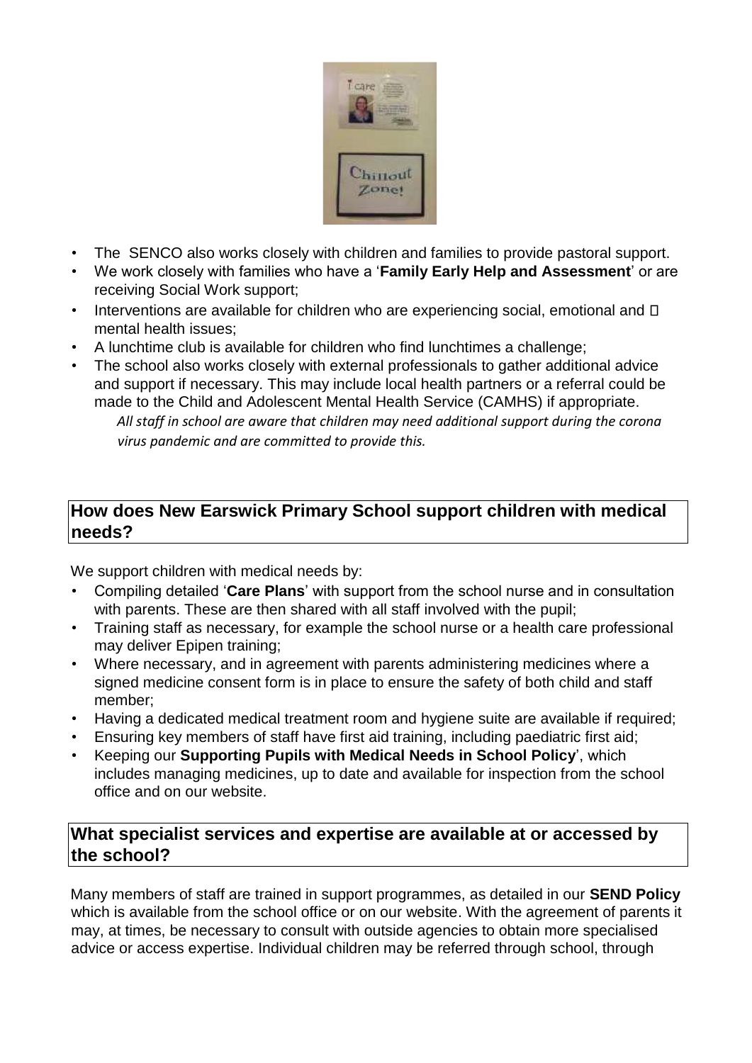- The SENCO also works closely with children and families to provide pastoral support.
- We work closely with families who have a '**Family Early Help and Assessment**' or are receiving Social Work support;
- Interventions are available for children who are experiencing social, emotional and  mental health issues;
- A lunchtime club is available for children who find lunchtimes a challenge;
- The school also works closely with external professionals to gather additional advice and support if necessary. This may include local health partners or a referral could be made to the Child and Adolescent Mental Health Service (CAMHS) if appropriate.

  *All staff in school are aware that children may need additional support during the corona virus pandemic and are committed to provide this.*

## How does New Earswick Primary School support children with medical needs?

We support children with medical needs by:

- Compiling detailed '**Care Plans**' with support from the school nurse and in consultation with parents. These are then shared with all staff involved with the pupil;
- Training staff as necessary, for example the school nurse or a health care professional may deliver Epipen training;
- Where necessary, and in agreement with parents administering medicines where a signed medicine consent form is in place to ensure the safety of both child and staff member;
- Having a dedicated medical treatment room and hygiene suite are available if required;
- Ensuring key members of staff have first aid training, including paediatric first aid;
- Keeping our **Supporting Pupils with Medical Needs in School Policy**', which includes managing medicines, up to date and available for inspection from the school office and on our website.

## What specialist services and expertise are available at or accessed by the school?

Many members of staff are trained in support programmes, as detailed in our **SEND Policy** which is available from the school office or on our website. With the agreement of parents it may, at times, be necessary to consult with outside agencies to obtain more specialised advice or access expertise. Individual children may be referred through school, through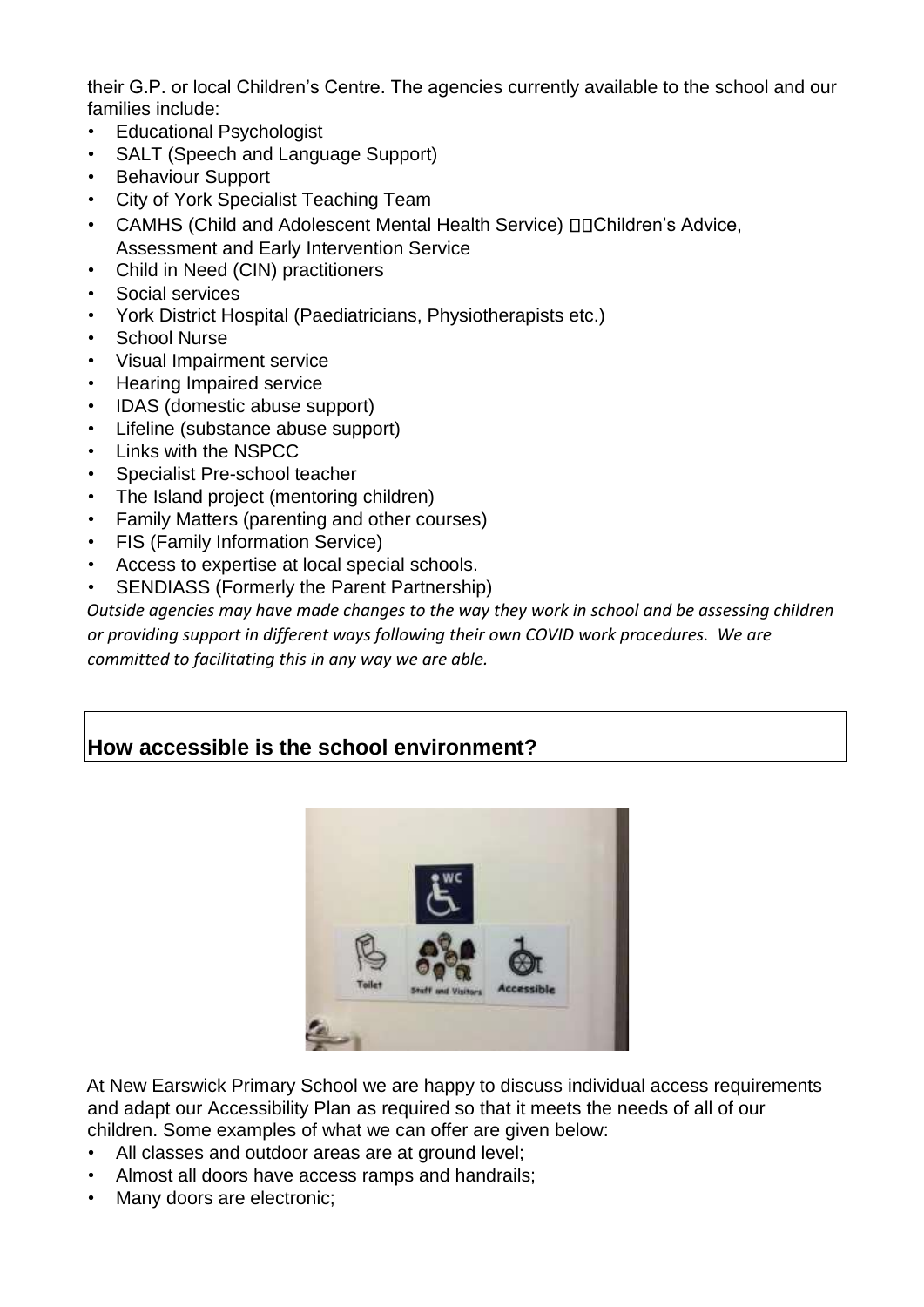their G.P. or local Children's Centre. The agencies currently available to the school and our families include:

- Educational Psychologist
- SALT (Speech and Language Support)
- Behaviour Support
- City of York Specialist Teaching Team
- CAMHS (Child and Adolescent Mental Health Service) Children's Advice, Assessment and Early Intervention Service
- Child in Need (CIN) practitioners
- Social services
- York District Hospital (Paediatricians, Physiotherapists etc.)
- School Nurse
- Visual Impairment service
- Hearing Impaired service
- IDAS (domestic abuse support)
- Lifeline (substance abuse support)
- Links with the NSPCC
- Specialist Pre-school teacher
- The Island project (mentoring children)
- Family Matters (parenting and other courses)
- FIS (Family Information Service)
- Access to expertise at local special schools.
- SENDIASS (Formerly the Parent Partnership)

*Outside agencies may have made changes to the way they work in school and be assessing children or providing support in different ways following their own COVID work procedures. We are committed to facilitating this in any way we are able.*

## How accessible is the school environment?

At New Earswick Primary School we are happy to discuss individual access requirements and adapt our Accessibility Plan as required so that it meets the needs of all of our children. Some examples of what we can offer are given below:

- All classes and outdoor areas are at ground level;
- Almost all doors have access ramps and handrails;
- Many doors are electronic;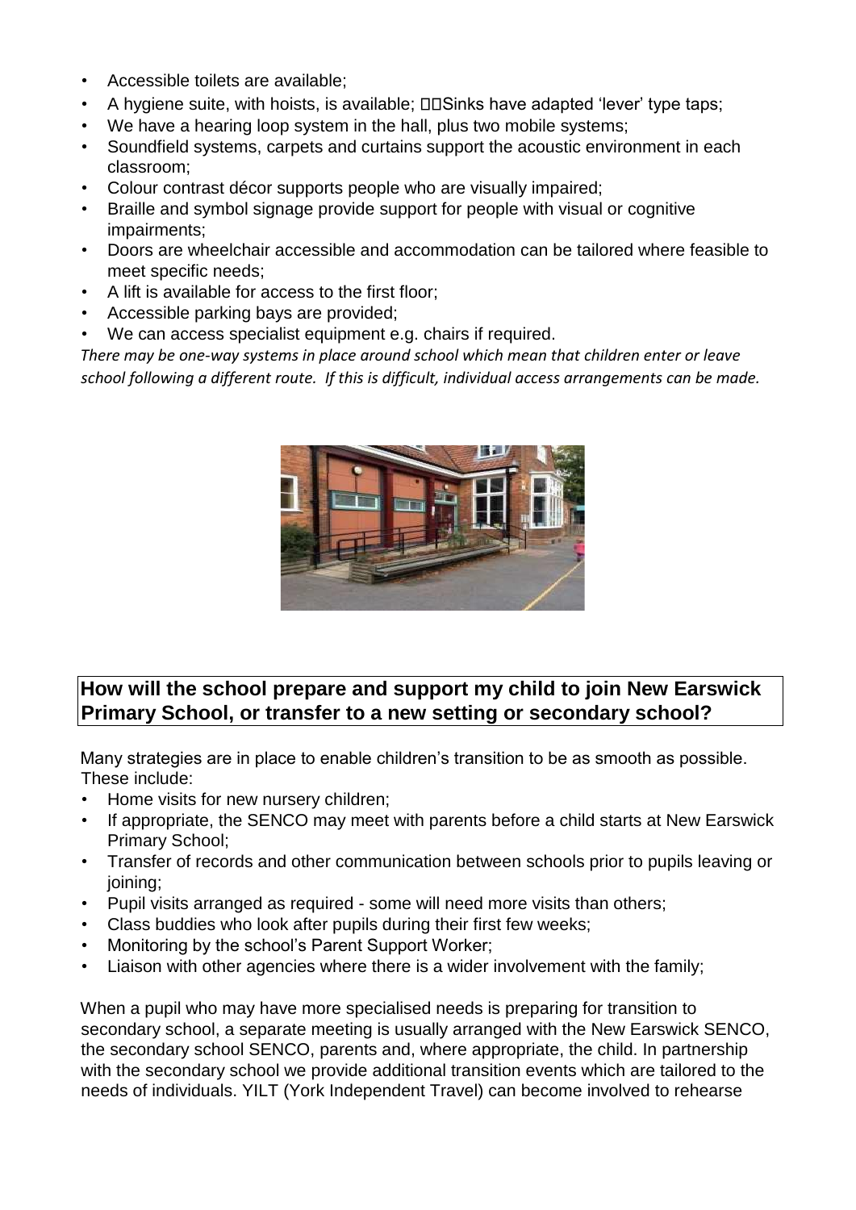- Accessible toilets are available;
- A hygiene suite, with hoists, is available; Sinks have adapted 'lever' type taps;
- We have a hearing loop system in the hall, plus two mobile systems;
- Soundfield systems, carpets and curtains support the acoustic environment in each classroom;
- Colour contrast décor supports people who are visually impaired;
- Braille and symbol signage provide support for people with visual or cognitive impairments;
- Doors are wheelchair accessible and accommodation can be tailored where feasible to meet specific needs;
- A lift is available for access to the first floor;
- Accessible parking bays are provided;
- We can access specialist equipment e.g. chairs if required.

*There may be one-way systems in place around school which mean that children enter or leave school following a different route. If this is difficult, individual access arrangements can be made.*

## How will the school prepare and support my child to join New Earswick Primary School, or transfer to a new setting or secondary school?

Many strategies are in place to enable children's transition to be as smooth as possible. These include:

- Home visits for new nursery children;
- If appropriate, the SENCO may meet with parents before a child starts at New Earswick Primary School;
- Transfer of records and other communication between schools prior to pupils leaving or joining;
- Pupil visits arranged as required - some will need more visits than others;
- Class buddies who look after pupils during their first few weeks;
- Monitoring by the school's Parent Support Worker;
- Liaison with other agencies where there is a wider involvement with the family;

When a pupil who may have more specialised needs is preparing for transition to secondary school, a separate meeting is usually arranged with the New Earswick SENCO, the secondary school SENCO, parents and, where appropriate, the child. In partnership with the secondary school we provide additional transition events which are tailored to the needs of individuals. YILT (York Independent Travel) can become involved to rehearse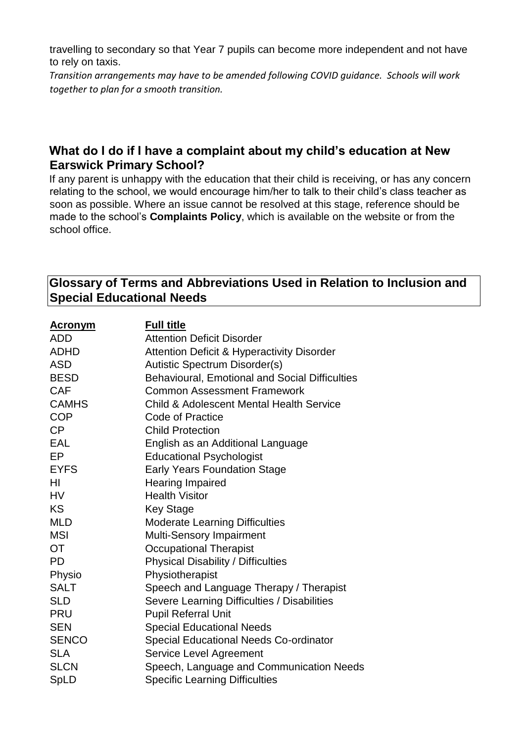travelling to secondary so that Year 7 pupils can become more independent and not have to rely on taxis.

*Transition arrangements may have to be amended following COVID guidance. Schools will work together to plan for a smooth transition.*

## What do I do if I have a complaint about my child's education at New Earswick Primary School?

If any parent is unhappy with the education that their child is receiving, or has any concern relating to the school, we would encourage him/her to talk to their child's class teacher as soon as possible. Where an issue cannot be resolved at this stage, reference should be made to the school's **Complaints Policy**, which is available on the website or from the school office.

## Glossary of Terms and Abbreviations Used in Relation to Inclusion and Special Educational Needs

| Acronym | Full title |
|---|---|
| ADD | Attention Deficit Disorder |
| ADHD | Attention Deficit & Hyperactivity Disorder |
| ASD | Autistic Spectrum Disorder(s) |
| BESD | Behavioural, Emotional and Social Difficulties |
| CAF | Common Assessment Framework |
| CAMHS | Child & Adolescent Mental Health Service |
| COP | Code of Practice |
| CP | Child Protection |
| EAL | English as an Additional Language |
| EP | Educational Psychologist |
| EYFS | Early Years Foundation Stage |
| HI | Hearing Impaired |
| HV | Health Visitor |
| KS | Key Stage |
| MLD | Moderate Learning Difficulties |
| MSI | Multi-Sensory Impairment |
| OT | Occupational Therapist |
| PD | Physical Disability / Difficulties |
| Physio | Physiotherapist |
| SALT | Speech and Language Therapy / Therapist |
| SLD | Severe Learning Difficulties / Disabilities |
| PRU | Pupil Referral Unit |
| SEN | Special Educational Needs |
| SENCO | Special Educational Needs Co-ordinator |
| SLA | Service Level Agreement |
| SLCN | Speech, Language and Communication Needs |
| SpLD | Specific Learning Difficulties |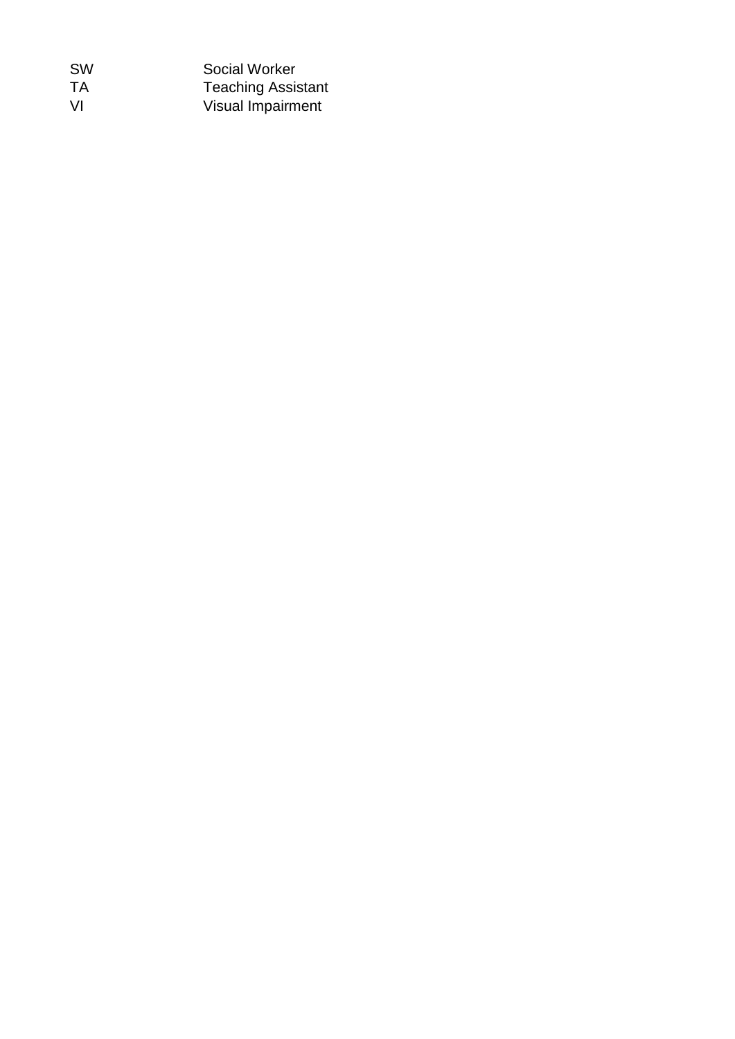| | |
|---|---|
| SW | Social Worker |
| TA | Teaching Assistant |
| VI | Visual Impairment |